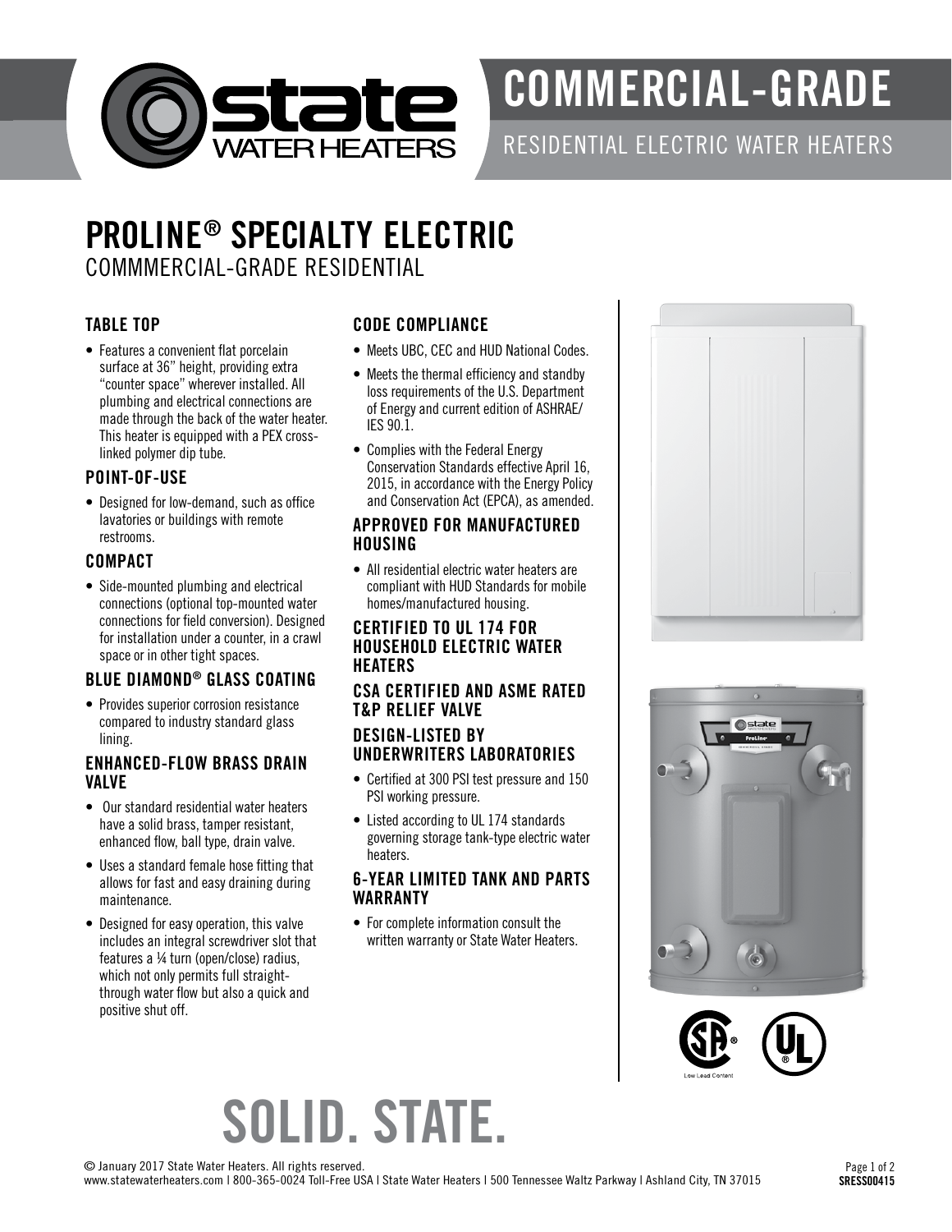# COMMERCIAL-GRADE

RESIDENTIAL ELECTRIC WATER HEATERS

## PROLINE® SPECIALTY ELECTRIC

COMMMERCIAL-GRADE RESIDENTIAL

### TABLE TOP

- Features a convenient flat porcelain surface at 36" height, providing extra "counter space" wherever installed. All plumbing and electrical connections are made through the back of the water heater. This heater is equipped with a PEX cross-linked polymer dip tube.

### POINT-OF-USE

- Designed for low-demand, such as office lavatories or buildings with remote restrooms.

### COMPACT

- Side-mounted plumbing and electrical connections (optional top-mounted water connections for field conversion). Designed for installation under a counter, in a crawl space or in other tight spaces.

### BLUE DIAMOND® GLASS COATING

- Provides superior corrosion resistance compared to industry standard glass lining.

### ENHANCED-FLOW BRASS DRAIN VALVE

- Our standard residential water heaters have a solid brass, tamper resistant, enhanced flow, ball type, drain valve.
- Uses a standard female hose fitting that allows for fast and easy draining during maintenance.
- Designed for easy operation, this valve includes an integral screwdriver slot that features a ¼ turn (open/close) radius, which not only permits full straight-through water flow but also a quick and positive shut off.

### CODE COMPLIANCE

- Meets UBC, CEC and HUD National Codes.
- Meets the thermal efficiency and standby loss requirements of the U.S. Department of Energy and current edition of ASHRAE/IES 90.1.
- Complies with the Federal Energy Conservation Standards effective April 16, 2015, in accordance with the Energy Policy and Conservation Act (EPCA), as amended.

### APPROVED FOR MANUFACTURED HOUSING

- All residential electric water heaters are compliant with HUD Standards for mobile homes/manufactured housing.

### CERTIFIED TO UL 174 FOR HOUSEHOLD ELECTRIC WATER HEATERS

### CSA CERTIFIED AND ASME RATED T&P RELIEF VALVE

### DESIGN-LISTED BY UNDERWRITERS LABORATORIES

- Certified at 300 PSI test pressure and 150 PSI working pressure.
- Listed according to UL 174 standards governing storage tank-type electric water heaters.

### 6-YEAR LIMITED TANK AND PARTS WARRANTY

- For complete information consult the written warranty or State Water Heaters.

# SOLID. STATE.

© January 2017 State Water Heaters. All rights reserved.
www.statewaterheaters.com | 800-365-0024 Toll-Free USA | State Water Heaters | 500 Tennessee Waltz Parkway | Ashland City, TN 37015

SRESS00415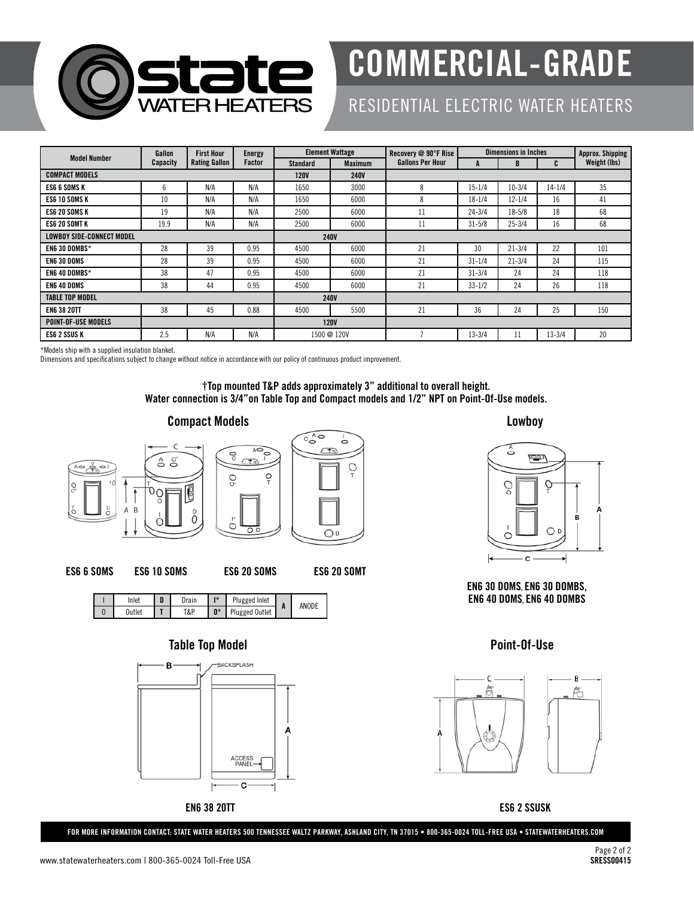# COMMERCIAL-GRADE

## RESIDENTIAL ELECTRIC WATER HEATERS

| Model Number | Gallon Capacity | First Hour Rating Gallon | Energy Factor | Element Wattage | | Recovery @ 90°F Rise Gallons Per Hour | Dimensions in Inches | | | Approx. Shipping Weight (lbs) |
|---|---|---|---|---|---|---|---|---|---|---|
| | | | | Standard | Maximum | | A | B | C | |
| **COMPACT MODELS** | | | | **120V** | **240V** | | | | | |
| **ES6 6 SOMS K** | 6 | N/A | N/A | 1650 | 3000 | 8 | 15-1/4 | 10-3/4 | 14-1/4 | 35 |
| **ES6 10 SOMS K** | 10 | N/A | N/A | 1650 | 6000 | 8 | 18-1/4 | 12-1/4 | 16 | 41 |
| **ES6 20 SOMS K** | 19 | N/A | N/A | 2500 | 6000 | 11 | 24-3/4 | 18-5/8 | 18 | 68 |
| **ES6 20 SOMT K** | 19.9 | N/A | N/A | 2500 | 6000 | 11 | 31-5/8 | 25-3/4 | 16 | 68 |
| **LOWBOY SIDE-CONNECT MODEL** | | | | **240V** | | | | | | |
| **EN6 30 DOMBS*** | 28 | 39 | 0.95 | 4500 | 6000 | 21 | 30 | 21-3/4 | 22 | 101 |
| **EN6 30 DOMS** | 28 | 39 | 0.95 | 4500 | 6000 | 21 | 31-1/4 | 21-3/4 | 24 | 115 |
| **EN6 40 DOMBS*** | 38 | 47 | 0.95 | 4500 | 6000 | 21 | 31-3/4 | 24 | 24 | 118 |
| **EN6 40 DOMS** | 38 | 44 | 0.95 | 4500 | 6000 | 21 | 33-1/2 | 24 | 26 | 118 |
| **TABLE TOP MODEL** | | | | **240V** | | | | | | |
| **EN6 38 20TT** | 38 | 45 | 0.88 | 4500 | 5500 | 21 | 36 | 24 | 25 | 150 |
| **POINT-OF-USE MODELS** | | | | **120V** | | | | | | |
| **ES6 2 SSUS K** | 2.5 | N/A | N/A | 1500 @ 120V | | 7 | 13-3/4 | 11 | 13-3/4 | 20 |

*Models ship with a supplied insulation blanket.
Dimensions and specifications subject to change without notice in accordance with our policy of continuous product improvement.

**†Top mounted T&P adds approximately 3" additional to overall height.**
**Water connection is 3/4" on Table Top and Compact models and 1/2" NPT on Point-Of-Use models.**

### Compact Models

ES6 6 SOMS    ES6 10 SOMS    ES6 20 SOMS    ES6 20 SOMT

| | | | | | | | |
|---|---|---|---|---|---|---|---|
| I | Inlet | D | Drain | I* | Plugged Inlet | A | ANODE |
| O | Outlet | T | T&P | O* | Plugged Outlet | | |

### Lowboy

EN6 30 DOMS, EN6 30 DOMBS, EN6 40 DOMS, EN6 40 DOMBS

### Table Top Model

BACKSPLASH
ACCESS PANEL

EN6 38 20TT

### Point-Of-Use

ES6 2 SSUSK

FOR MORE INFORMATION CONTACT: STATE WATER HEATERS 500 TENNESSEE WALTZ PARKWAY, ASHLAND CITY, TN 37015 • 800-365-0024 TOLL-FREE USA • STATEWATERHEATERS.COM

www.statewaterheaters.com | 800-365-0024 Toll-Free USA

SRESS00415